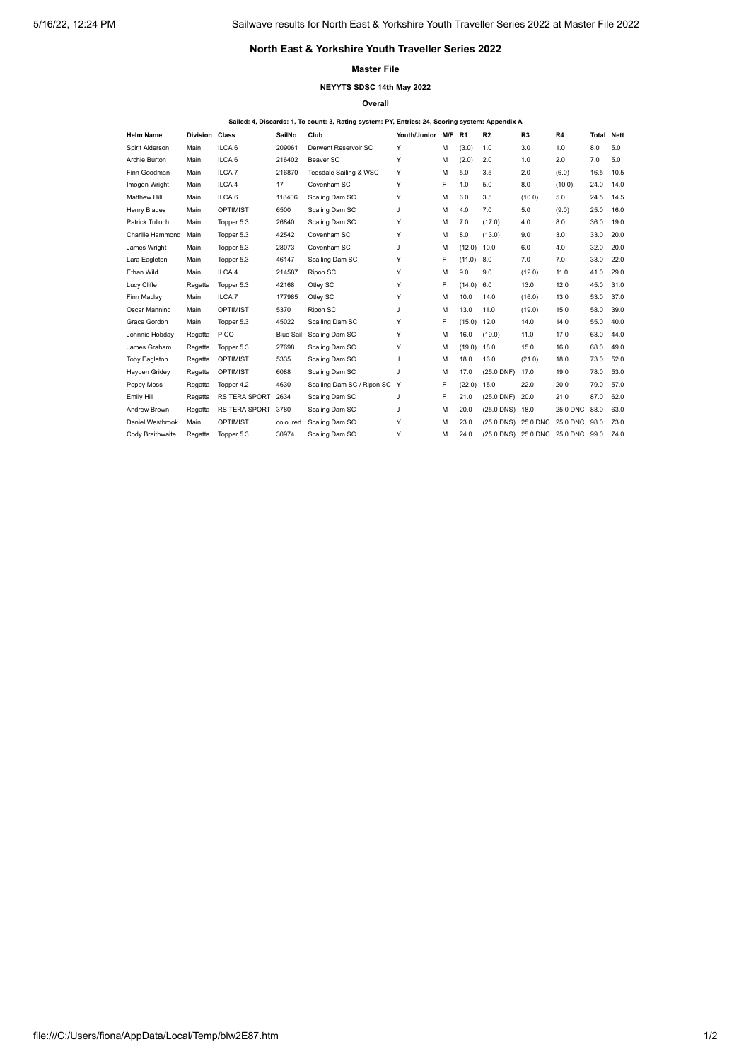# North East & Yorkshire Youth Traveller Series 2022

## Master File

### NEYYTS SDSC 14th May 2022

#### Overall

**Sailed: 4, Discards: 1, To count: 3, Rating system: PY, Entries: 24, Scoring system: Appendix A**

| Helm Name | Division | Class | SailNo | Club | Youth/Junior | M/F | R1 | R2 | R3 | R4 | Total | Nett |
|---|---|---|---|---|---|---|---|---|---|---|---|---|
| Spirit Alderson | Main | ILCA 6 | 209061 | Derwent Reservoir SC | Y | M | (3.0) | 1.0 | 3.0 | 1.0 | 8.0 | 5.0 |
| Archie Burton | Main | ILCA 6 | 216402 | Beaver SC | Y | M | (2.0) | 2.0 | 1.0 | 2.0 | 7.0 | 5.0 |
| Finn Goodman | Main | ILCA 7 | 216870 | Teesdale Sailing & WSC | Y | M | 5.0 | 3.5 | 2.0 | (6.0) | 16.5 | 10.5 |
| Imogen Wright | Main | ILCA 4 | 17 | Covenham SC | Y | F | 1.0 | 5.0 | 8.0 | (10.0) | 24.0 | 14.0 |
| Matthew Hill | Main | ILCA 6 | 118406 | Scaling Dam SC | Y | M | 6.0 | 3.5 | (10.0) | 5.0 | 24.5 | 14.5 |
| Henry Blades | Main | OPTIMIST | 6500 | Scaling Dam SC | J | M | 4.0 | 7.0 | 5.0 | (9.0) | 25.0 | 16.0 |
| Patrick Tulloch | Main | Topper 5.3 | 26840 | Scaling Dam SC | Y | M | 7.0 | (17.0) | 4.0 | 8.0 | 36.0 | 19.0 |
| Charllie Hammond | Main | Topper 5.3 | 42542 | Covenham SC | Y | M | 8.0 | (13.0) | 9.0 | 3.0 | 33.0 | 20.0 |
| James Wright | Main | Topper 5.3 | 28073 | Covenham SC | J | M | (12.0) | 10.0 | 6.0 | 4.0 | 32.0 | 20.0 |
| Lara Eagleton | Main | Topper 5.3 | 46147 | Scalling Dam SC | Y | F | (11.0) | 8.0 | 7.0 | 7.0 | 33.0 | 22.0 |
| Ethan Wild | Main | ILCA 4 | 214587 | Ripon SC | Y | M | 9.0 | 9.0 | (12.0) | 11.0 | 41.0 | 29.0 |
| Lucy Cliffe | Regatta | Topper 5.3 | 42168 | Otley SC | Y | F | (14.0) | 6.0 | 13.0 | 12.0 | 45.0 | 31.0 |
| Finn Maclay | Main | ILCA 7 | 177985 | Otley SC | Y | M | 10.0 | 14.0 | (16.0) | 13.0 | 53.0 | 37.0 |
| Oscar Manning | Main | OPTIMIST | 5370 | Ripon SC | J | M | 13.0 | 11.0 | (19.0) | 15.0 | 58.0 | 39.0 |
| Grace Gordon | Main | Topper 5.3 | 45022 | Scalling Dam SC | Y | F | (15.0) | 12.0 | 14.0 | 14.0 | 55.0 | 40.0 |
| Johnnie Hobday | Regatta | PICO | Blue Sail | Scaling Dam SC | Y | M | 16.0 | (19.0) | 11.0 | 17.0 | 63.0 | 44.0 |
| James Graham | Regatta | Topper 5.3 | 27698 | Scaling Dam SC | Y | M | (19.0) | 18.0 | 15.0 | 16.0 | 68.0 | 49.0 |
| Toby Eagleton | Regatta | OPTIMIST | 5335 | Scaling Dam SC | J | M | 18.0 | 16.0 | (21.0) | 18.0 | 73.0 | 52.0 |
| Hayden Gridey | Regatta | OPTIMIST | 6088 | Scaling Dam SC | J | M | 17.0 | (25.0 DNF) | 17.0 | 19.0 | 78.0 | 53.0 |
| Poppy Moss | Regatta | Topper 4.2 | 4630 | Scalling Dam SC / Ripon SC | Y | F | (22.0) | 15.0 | 22.0 | 20.0 | 79.0 | 57.0 |
| Emily Hill | Regatta | RS TERA SPORT | 2634 | Scaling Dam SC | J | F | 21.0 | (25.0 DNF) | 20.0 | 21.0 | 87.0 | 62.0 |
| Andrew Brown | Regatta | RS TERA SPORT | 3780 | Scaling Dam SC | J | M | 20.0 | (25.0 DNS) | 18.0 | 25.0 DNC | 88.0 | 63.0 |
| Daniel Westbrook | Main | OPTIMIST | coloured | Scaling Dam SC | Y | M | 23.0 | (25.0 DNS) | 25.0 DNC | 25.0 DNC | 98.0 | 73.0 |
| Cody Braithwaite | Regatta | Topper 5.3 | 30974 | Scaling Dam SC | Y | M | 24.0 | (25.0 DNS) | 25.0 DNC | 25.0 DNC | 99.0 | 74.0 |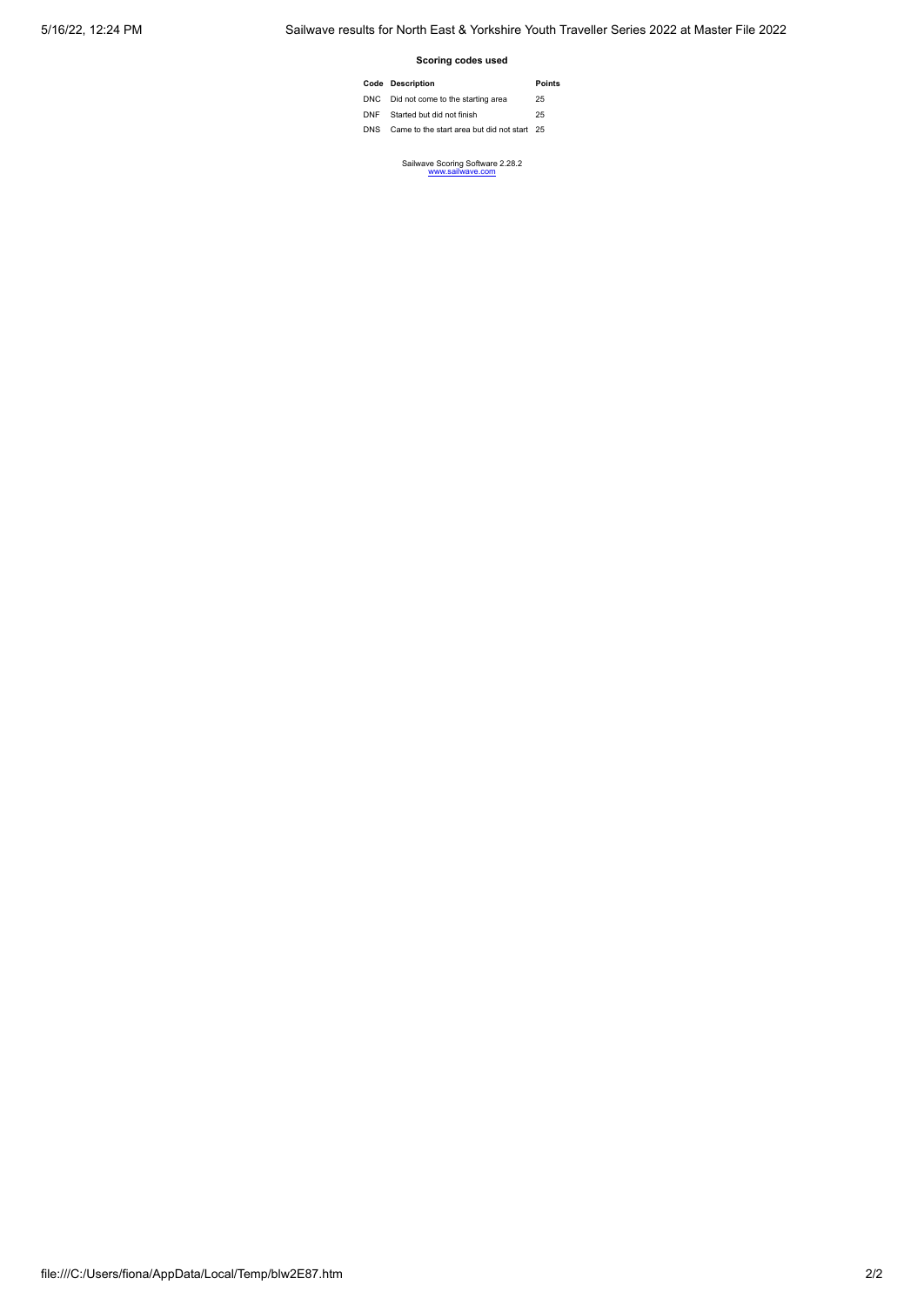**Scoring codes used**

| Code | Description | Points |
| --- | --- | --- |
| DNC | Did not come to the starting area | 25 |
| DNF | Started but did not finish | 25 |
| DNS | Came to the start area but did not start | 25 |

Sailwave Scoring Software 2.28.2
www.sailwave.com